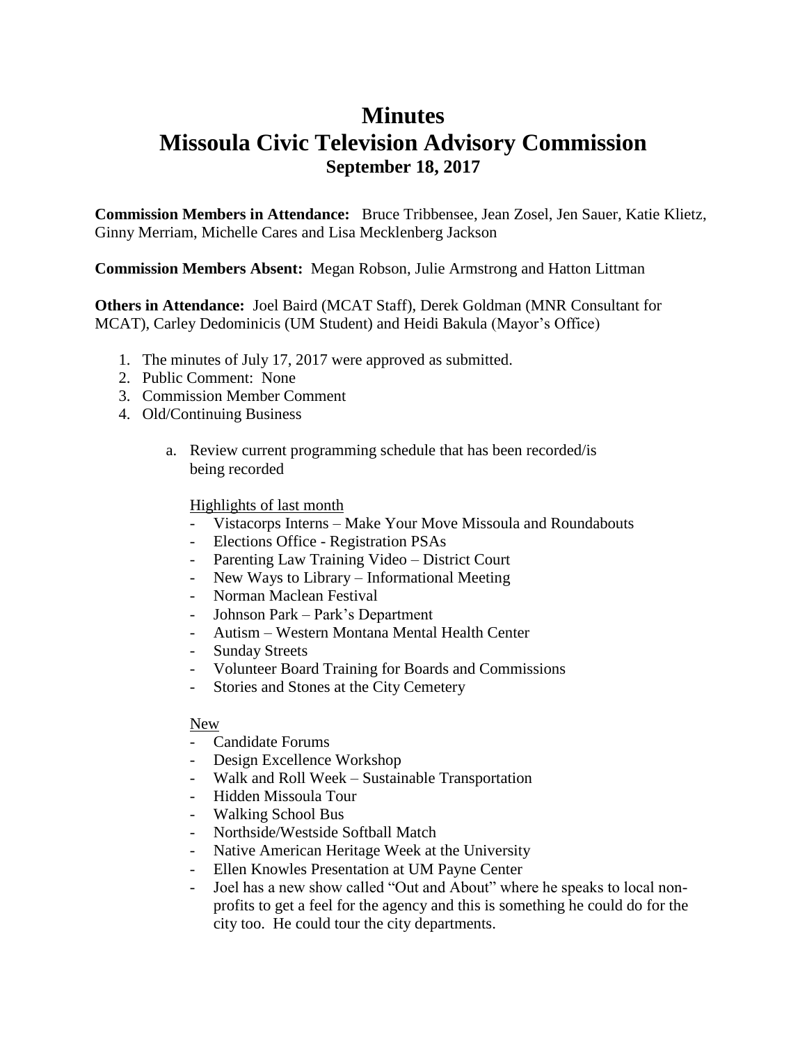# Minutes
# Missoula Civic Television Advisory Commission
### September 18, 2017

**Commission Members in Attendance:** Bruce Tribbensee, Jean Zosel, Jen Sauer, Katie Klietz, Ginny Merriam, Michelle Cares and Lisa Mecklenberg Jackson

**Commission Members Absent:** Megan Robson, Julie Armstrong and Hatton Littman

**Others in Attendance:** Joel Baird (MCAT Staff), Derek Goldman (MNR Consultant for MCAT), Carley Dedominicis (UM Student) and Heidi Bakula (Mayor's Office)

1. The minutes of July 17, 2017 were approved as submitted.
2. Public Comment: None
3. Commission Member Comment
4. Old/Continuing Business

   a. Review current programming schedule that has been recorded/is being recorded

      Highlights of last month

      - Vistacorps Interns – Make Your Move Missoula and Roundabouts
      - Elections Office - Registration PSAs
      - Parenting Law Training Video – District Court
      - New Ways to Library – Informational Meeting
      - Norman Maclean Festival
      - Johnson Park – Park's Department
      - Autism – Western Montana Mental Health Center
      - Sunday Streets
      - Volunteer Board Training for Boards and Commissions
      - Stories and Stones at the City Cemetery

      New

      - Candidate Forums
      - Design Excellence Workshop
      - Walk and Roll Week – Sustainable Transportation
      - Hidden Missoula Tour
      - Walking School Bus
      - Northside/Westside Softball Match
      - Native American Heritage Week at the University
      - Ellen Knowles Presentation at UM Payne Center
      - Joel has a new show called "Out and About" where he speaks to local non-profits to get a feel for the agency and this is something he could do for the city too. He could tour the city departments.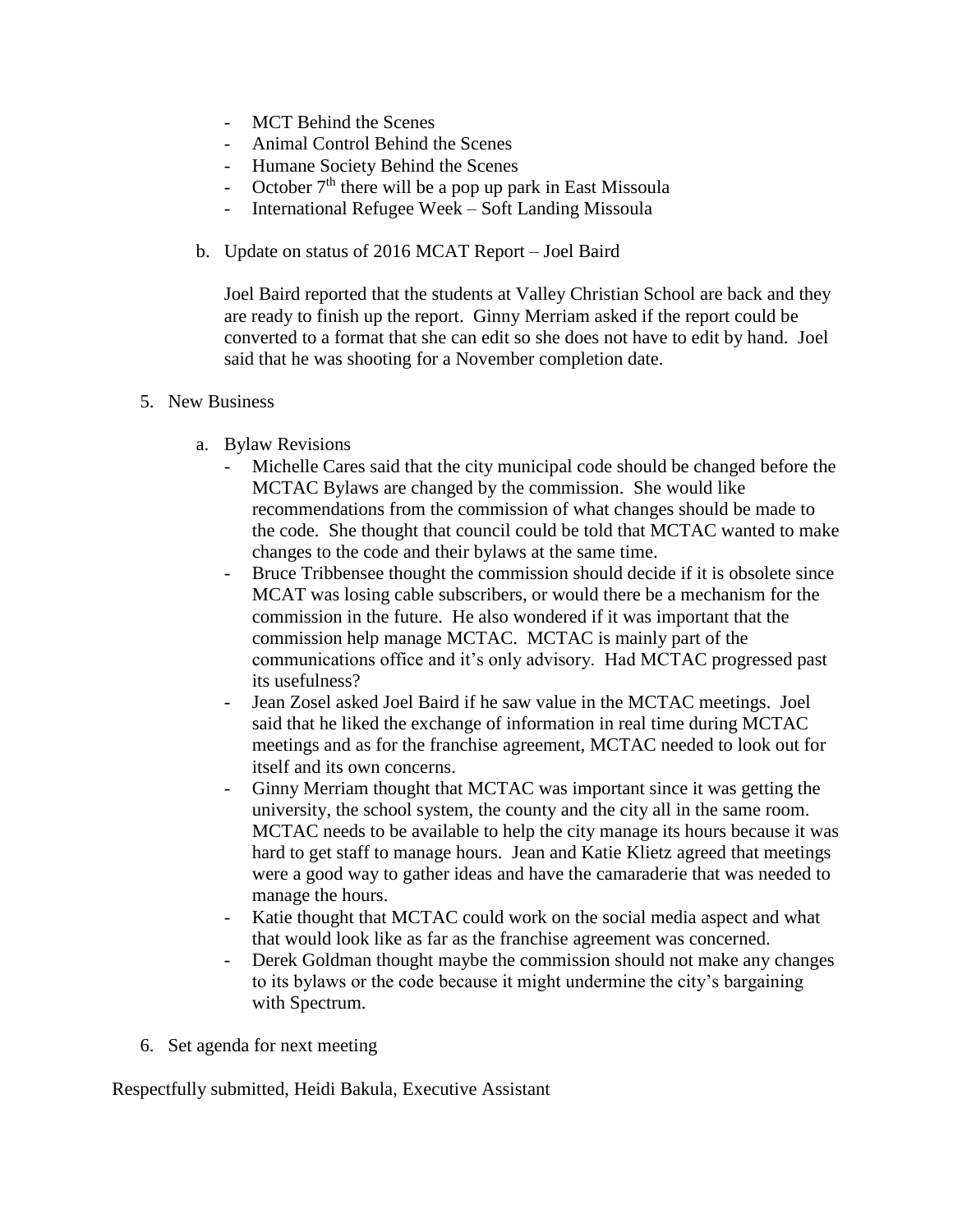- MCT Behind the Scenes
- Animal Control Behind the Scenes
- Humane Society Behind the Scenes
- October 7th there will be a pop up park in East Missoula
- International Refugee Week – Soft Landing Missoula

b. Update on status of 2016 MCAT Report – Joel Baird

Joel Baird reported that the students at Valley Christian School are back and they are ready to finish up the report. Ginny Merriam asked if the report could be converted to a format that she can edit so she does not have to edit by hand. Joel said that he was shooting for a November completion date.

5. New Business

   a. Bylaw Revisions

   - Michelle Cares said that the city municipal code should be changed before the MCTAC Bylaws are changed by the commission. She would like recommendations from the commission of what changes should be made to the code. She thought that council could be told that MCTAC wanted to make changes to the code and their bylaws at the same time.
   - Bruce Tribbensee thought the commission should decide if it is obsolete since MCAT was losing cable subscribers, or would there be a mechanism for the commission in the future. He also wondered if it was important that the commission help manage MCTAC. MCTAC is mainly part of the communications office and it's only advisory. Had MCTAC progressed past its usefulness?
   - Jean Zosel asked Joel Baird if he saw value in the MCTAC meetings. Joel said that he liked the exchange of information in real time during MCTAC meetings and as for the franchise agreement, MCTAC needed to look out for itself and its own concerns.
   - Ginny Merriam thought that MCTAC was important since it was getting the university, the school system, the county and the city all in the same room. MCTAC needs to be available to help the city manage its hours because it was hard to get staff to manage hours. Jean and Katie Klietz agreed that meetings were a good way to gather ideas and have the camaraderie that was needed to manage the hours.
   - Katie thought that MCTAC could work on the social media aspect and what that would look like as far as the franchise agreement was concerned.
   - Derek Goldman thought maybe the commission should not make any changes to its bylaws or the code because it might undermine the city's bargaining with Spectrum.

6. Set agenda for next meeting

Respectfully submitted, Heidi Bakula, Executive Assistant